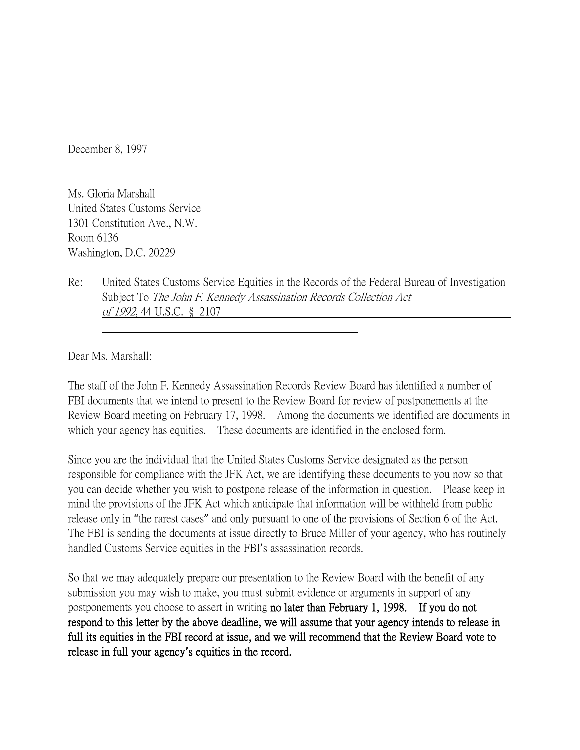December 8, 1997

Ms. Gloria Marshall
United States Customs Service
1301 Constitution Ave., N.W.
Room 6136
Washington, D.C. 20229

Re: United States Customs Service Equities in the Records of the Federal Bureau of Investigation Subject To *The John F. Kennedy Assassination Records Collection Act of 1992*, 44 U.S.C. § 2107

Dear Ms. Marshall:

The staff of the John F. Kennedy Assassination Records Review Board has identified a number of FBI documents that we intend to present to the Review Board for review of postponements at the Review Board meeting on February 17, 1998. Among the documents we identified are documents in which your agency has equities. These documents are identified in the enclosed form.

Since you are the individual that the United States Customs Service designated as the person responsible for compliance with the JFK Act, we are identifying these documents to you now so that you can decide whether you wish to postpone release of the information in question. Please keep in mind the provisions of the JFK Act which anticipate that information will be withheld from public release only in "the rarest cases" and only pursuant to one of the provisions of Section 6 of the Act. The FBI is sending the documents at issue directly to Bruce Miller of your agency, who has routinely handled Customs Service equities in the FBI's assassination records.

So that we may adequately prepare our presentation to the Review Board with the benefit of any submission you may wish to make, you must submit evidence or arguments in support of any postponements you choose to assert in writing **no later than February 1, 1998. If you do not respond to this letter by the above deadline, we will assume that your agency intends to release in full its equities in the FBI record at issue, and we will recommend that the Review Board vote to release in full your agency's equities in the record.**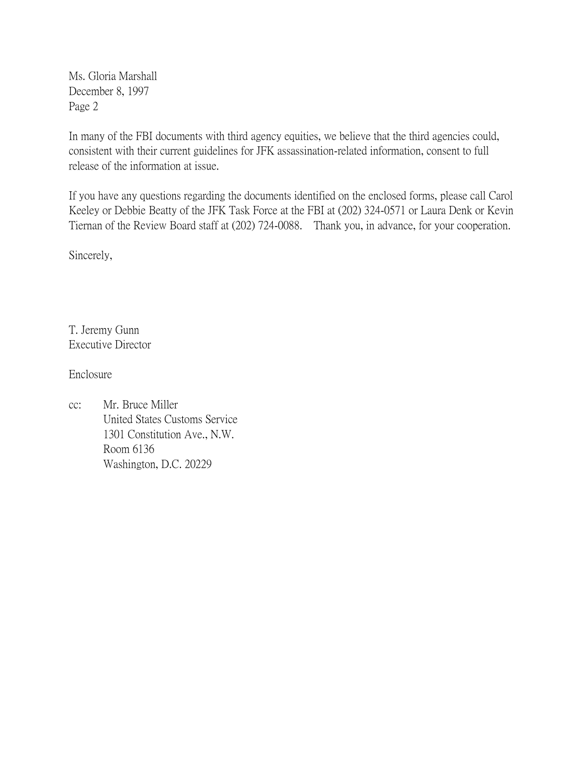Ms. Gloria Marshall
December 8, 1997
Page 2

In many of the FBI documents with third agency equities, we believe that the third agencies could, consistent with their current guidelines for JFK assassination-related information, consent to full release of the information at issue.

If you have any questions regarding the documents identified on the enclosed forms, please call Carol Keeley or Debbie Beatty of the JFK Task Force at the FBI at (202) 324-0571 or Laura Denk or Kevin Tiernan of the Review Board staff at (202) 724-0088. Thank you, in advance, for your cooperation.

Sincerely,

T. Jeremy Gunn
Executive Director

Enclosure

cc: Mr. Bruce Miller
United States Customs Service
1301 Constitution Ave., N.W.
Room 6136
Washington, D.C. 20229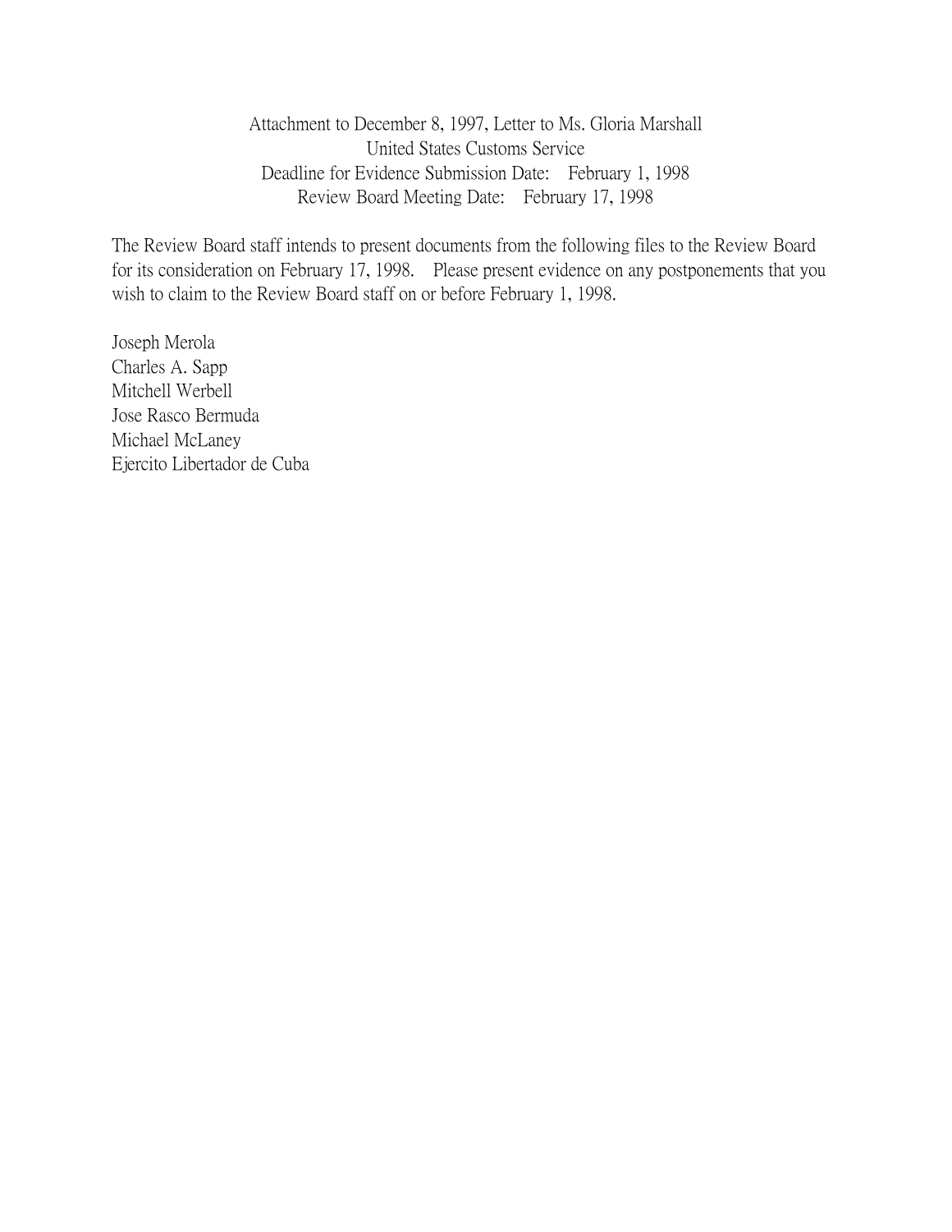Attachment to December 8, 1997, Letter to Ms. Gloria Marshall
United States Customs Service
Deadline for Evidence Submission Date: February 1, 1998
Review Board Meeting Date: February 17, 1998

The Review Board staff intends to present documents from the following files to the Review Board for its consideration on February 17, 1998. Please present evidence on any postponements that you wish to claim to the Review Board staff on or before February 1, 1998.

Joseph Merola
Charles A. Sapp
Mitchell Werbell
Jose Rasco Bermuda
Michael McLaney
Ejercito Libertador de Cuba